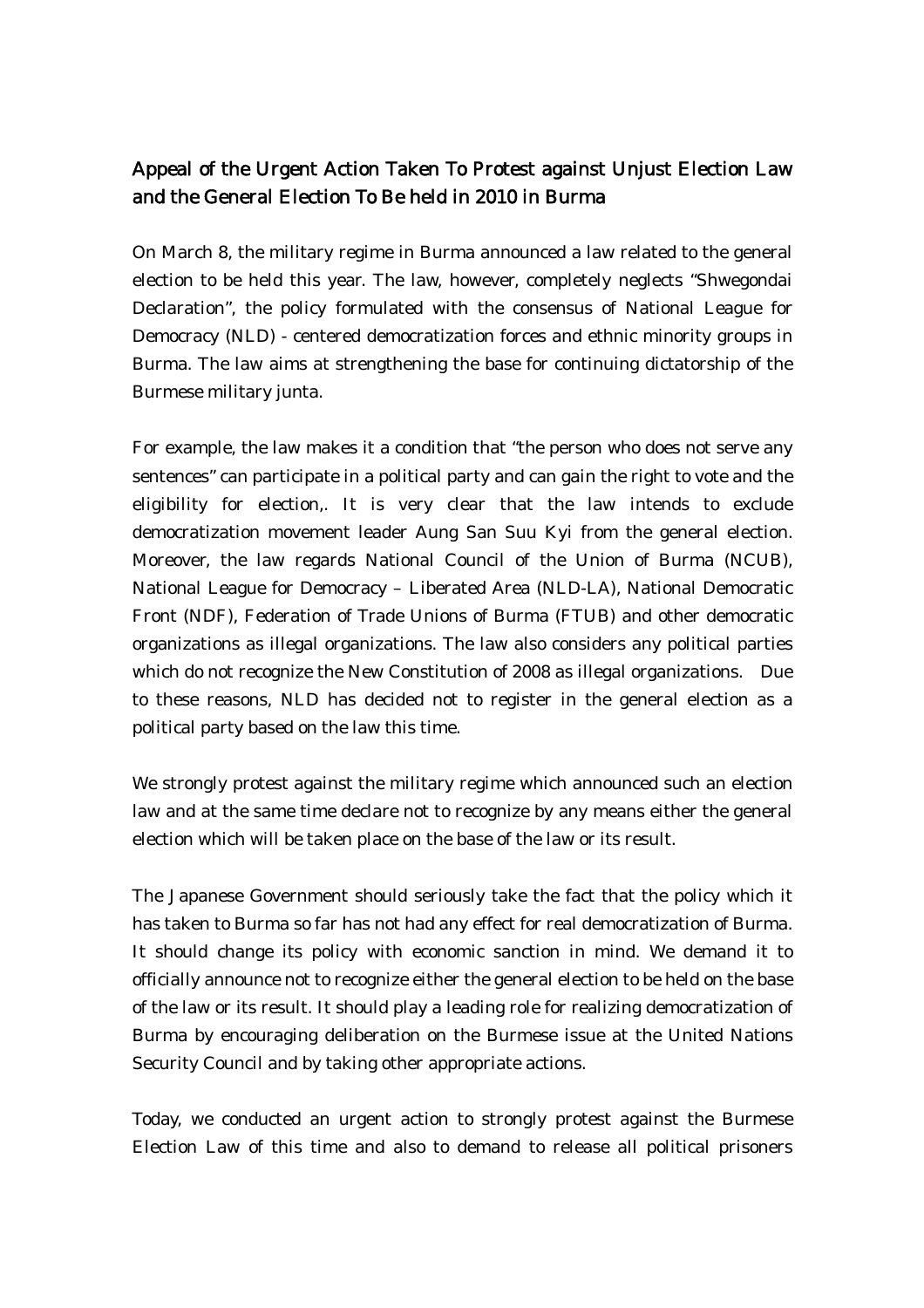## Appeal of the Urgent Action Taken To Protest against Unjust Election Law and the General Election To Be held in 2010 in Burma

On March 8, the military regime in Burma announced a law related to the general election to be held this year. The law, however, completely neglects "Shwegondai Declaration", the policy formulated with the consensus of National League for Democracy (NLD) - centered democratization forces and ethnic minority groups in Burma. The law aims at strengthening the base for continuing dictatorship of the Burmese military junta.

For example, the law makes it a condition that "the person who does not serve any sentences" can participate in a political party and can gain the right to vote and the eligibility for election,. It is very clear that the law intends to exclude democratization movement leader Aung San Suu Kyi from the general election. Moreover, the law regards National Council of the Union of Burma (NCUB), National League for Democracy – Liberated Area (NLD-LA), National Democratic Front (NDF), Federation of Trade Unions of Burma (FTUB) and other democratic organizations as illegal organizations. The law also considers any political parties which do not recognize the New Constitution of 2008 as illegal organizations. Due to these reasons, NLD has decided not to register in the general election as a political party based on the law this time.

We strongly protest against the military regime which announced such an election law and at the same time declare not to recognize by any means either the general election which will be taken place on the base of the law or its result.

The Japanese Government should seriously take the fact that the policy which it has taken to Burma so far has not had any effect for real democratization of Burma. It should change its policy with economic sanction in mind. We demand it to officially announce not to recognize either the general election to be held on the base of the law or its result. It should play a leading role for realizing democratization of Burma by encouraging deliberation on the Burmese issue at the United Nations Security Council and by taking other appropriate actions.

Today, we conducted an urgent action to strongly protest against the Burmese Election Law of this time and also to demand to release all political prisoners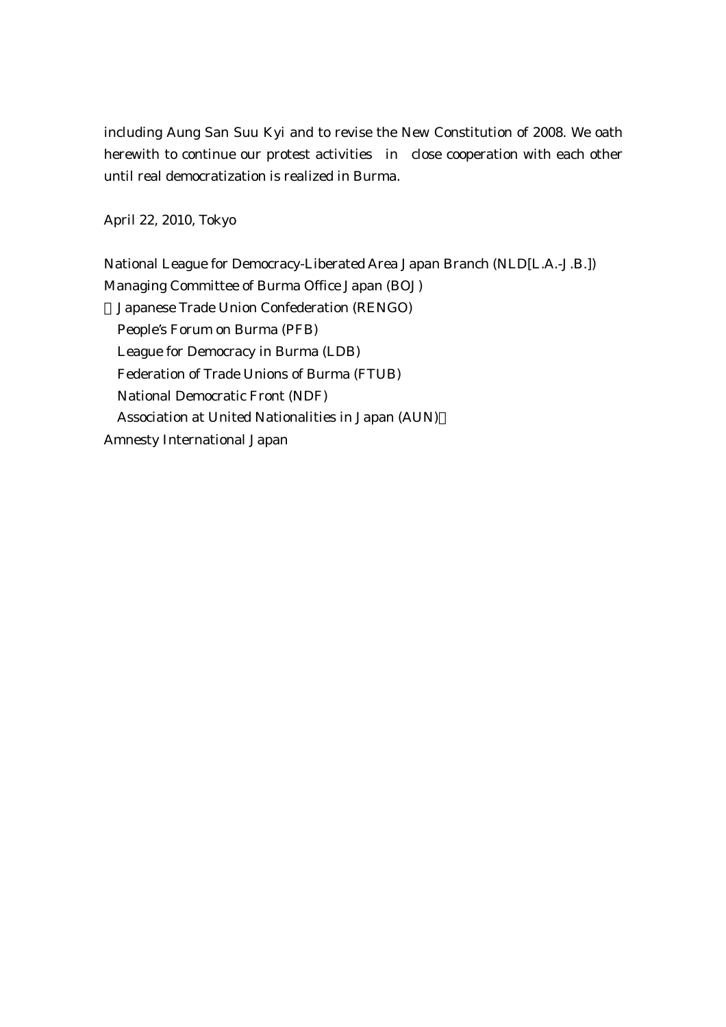including Aung San Suu Kyi and to revise the New Constitution of 2008. We oath herewith to continue our protest activities in close cooperation with each other until real democratization is realized in Burma.

April 22, 2010, Tokyo

National League for Democracy-Liberated Area Japan Branch (NLD[L.A.-J.B.])
Managing Committee of Burma Office Japan (BOJ)
（Japanese Trade Union Confederation (RENGO)
People's Forum on Burma (PFB)
League for Democracy in Burma (LDB)
Federation of Trade Unions of Burma (FTUB)
National Democratic Front (NDF)
Association at United Nationalities in Japan (AUN)）
Amnesty International Japan